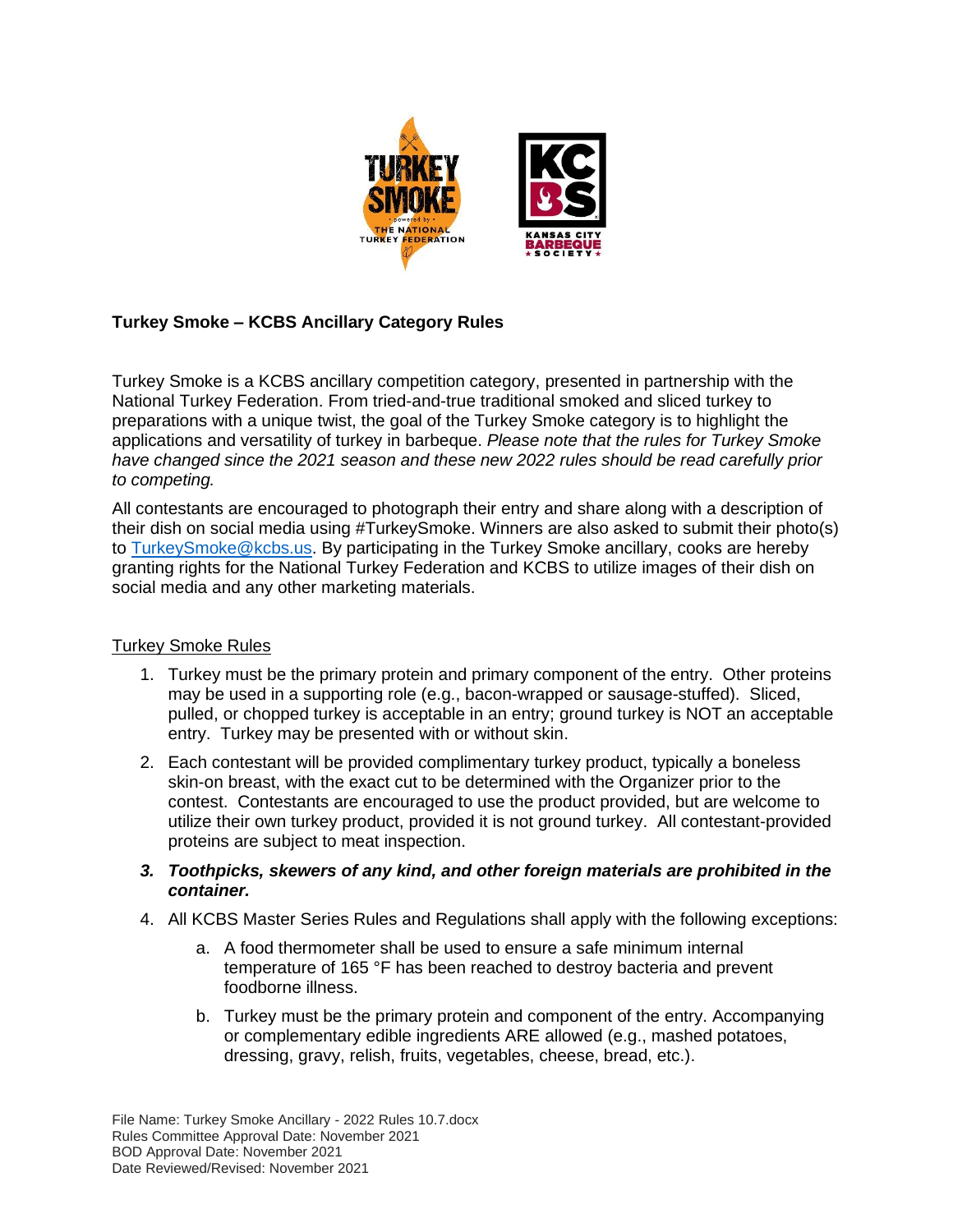# Turkey Smoke – KCBS Ancillary Category Rules

Turkey Smoke is a KCBS ancillary competition category, presented in partnership with the National Turkey Federation. From tried-and-true traditional smoked and sliced turkey to preparations with a unique twist, the goal of the Turkey Smoke category is to highlight the applications and versatility of turkey in barbeque. *Please note that the rules for Turkey Smoke have changed since the 2021 season and these new 2022 rules should be read carefully prior to competing.*

All contestants are encouraged to photograph their entry and share along with a description of their dish on social media using #TurkeySmoke. Winners are also asked to submit their photo(s) to TurkeySmoke@kcbs.us. By participating in the Turkey Smoke ancillary, cooks are hereby granting rights for the National Turkey Federation and KCBS to utilize images of their dish on social media and any other marketing materials.

## Turkey Smoke Rules

1. Turkey must be the primary protein and primary component of the entry. Other proteins may be used in a supporting role (e.g., bacon-wrapped or sausage-stuffed). Sliced, pulled, or chopped turkey is acceptable in an entry; ground turkey is NOT an acceptable entry. Turkey may be presented with or without skin.
2. Each contestant will be provided complimentary turkey product, typically a boneless skin-on breast, with the exact cut to be determined with the Organizer prior to the contest. Contestants are encouraged to use the product provided, but are welcome to utilize their own turkey product, provided it is not ground turkey. All contestant-provided proteins are subject to meat inspection.
3. ***Toothpicks, skewers of any kind, and other foreign materials are prohibited in the container.***
4. All KCBS Master Series Rules and Regulations shall apply with the following exceptions:
    a. A food thermometer shall be used to ensure a safe minimum internal temperature of 165 °F has been reached to destroy bacteria and prevent foodborne illness.
    b. Turkey must be the primary protein and component of the entry. Accompanying or complementary edible ingredients ARE allowed (e.g., mashed potatoes, dressing, gravy, relish, fruits, vegetables, cheese, bread, etc.).

File Name: Turkey Smoke Ancillary - 2022 Rules 10.7.docx
Rules Committee Approval Date: November 2021
BOD Approval Date: November 2021
Date Reviewed/Revised: November 2021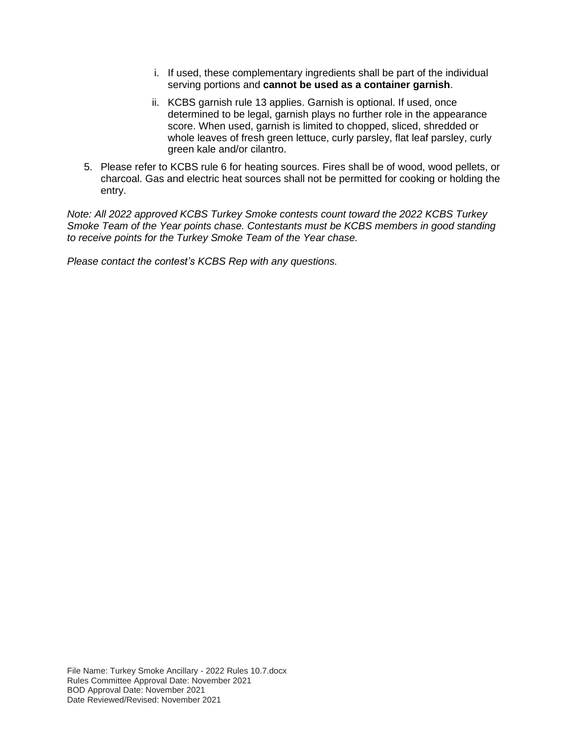i. If used, these complementary ingredients shall be part of the individual serving portions and **cannot be used as a container garnish**.

   ii. KCBS garnish rule 13 applies. Garnish is optional. If used, once determined to be legal, garnish plays no further role in the appearance score. When used, garnish is limited to chopped, sliced, shredded or whole leaves of fresh green lettuce, curly parsley, flat leaf parsley, curly green kale and/or cilantro.

5. Please refer to KCBS rule 6 for heating sources. Fires shall be of wood, wood pellets, or charcoal. Gas and electric heat sources shall not be permitted for cooking or holding the entry.

*Note: All 2022 approved KCBS Turkey Smoke contests count toward the 2022 KCBS Turkey Smoke Team of the Year points chase. Contestants must be KCBS members in good standing to receive points for the Turkey Smoke Team of the Year chase.*

*Please contact the contest's KCBS Rep with any questions.*